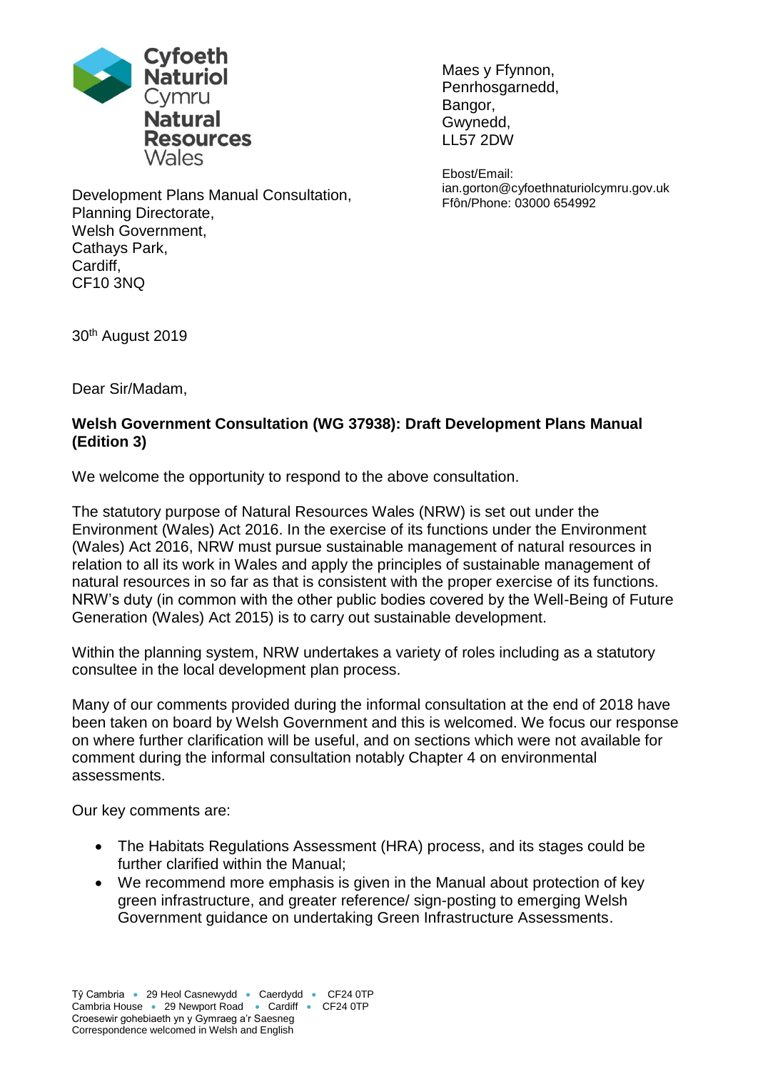Cyfoeth Naturiol Cymru
Natural Resources Wales

Maes y Ffynnon,
Penrhosgarnedd,
Bangor,
Gwynedd,
LL57 2DW

Ebost/Email:
ian.gorton@cyfoethnaturiolcymru.gov.uk
Ffôn/Phone: 03000 654992

Development Plans Manual Consultation,
Planning Directorate,
Welsh Government,
Cathays Park,
Cardiff,
CF10 3NQ

30th August 2019

Dear Sir/Madam,

**Welsh Government Consultation (WG 37938): Draft Development Plans Manual (Edition 3)**

We welcome the opportunity to respond to the above consultation.

The statutory purpose of Natural Resources Wales (NRW) is set out under the Environment (Wales) Act 2016. In the exercise of its functions under the Environment (Wales) Act 2016, NRW must pursue sustainable management of natural resources in relation to all its work in Wales and apply the principles of sustainable management of natural resources in so far as that is consistent with the proper exercise of its functions. NRW's duty (in common with the other public bodies covered by the Well-Being of Future Generation (Wales) Act 2015) is to carry out sustainable development.

Within the planning system, NRW undertakes a variety of roles including as a statutory consultee in the local development plan process.

Many of our comments provided during the informal consultation at the end of 2018 have been taken on board by Welsh Government and this is welcomed. We focus our response on where further clarification will be useful, and on sections which were not available for comment during the informal consultation notably Chapter 4 on environmental assessments.

Our key comments are:

- The Habitats Regulations Assessment (HRA) process, and its stages could be further clarified within the Manual;
- We recommend more emphasis is given in the Manual about protection of key green infrastructure, and greater reference/ sign-posting to emerging Welsh Government guidance on undertaking Green Infrastructure Assessments.

Tŷ Cambria • 29 Heol Casnewydd • Caerdydd • CF24 0TP
Cambria House • 29 Newport Road • Cardiff • CF24 0TP
Croesewir gohebiaeth yn y Gymraeg a'r Saesneg
Correspondence welcomed in Welsh and English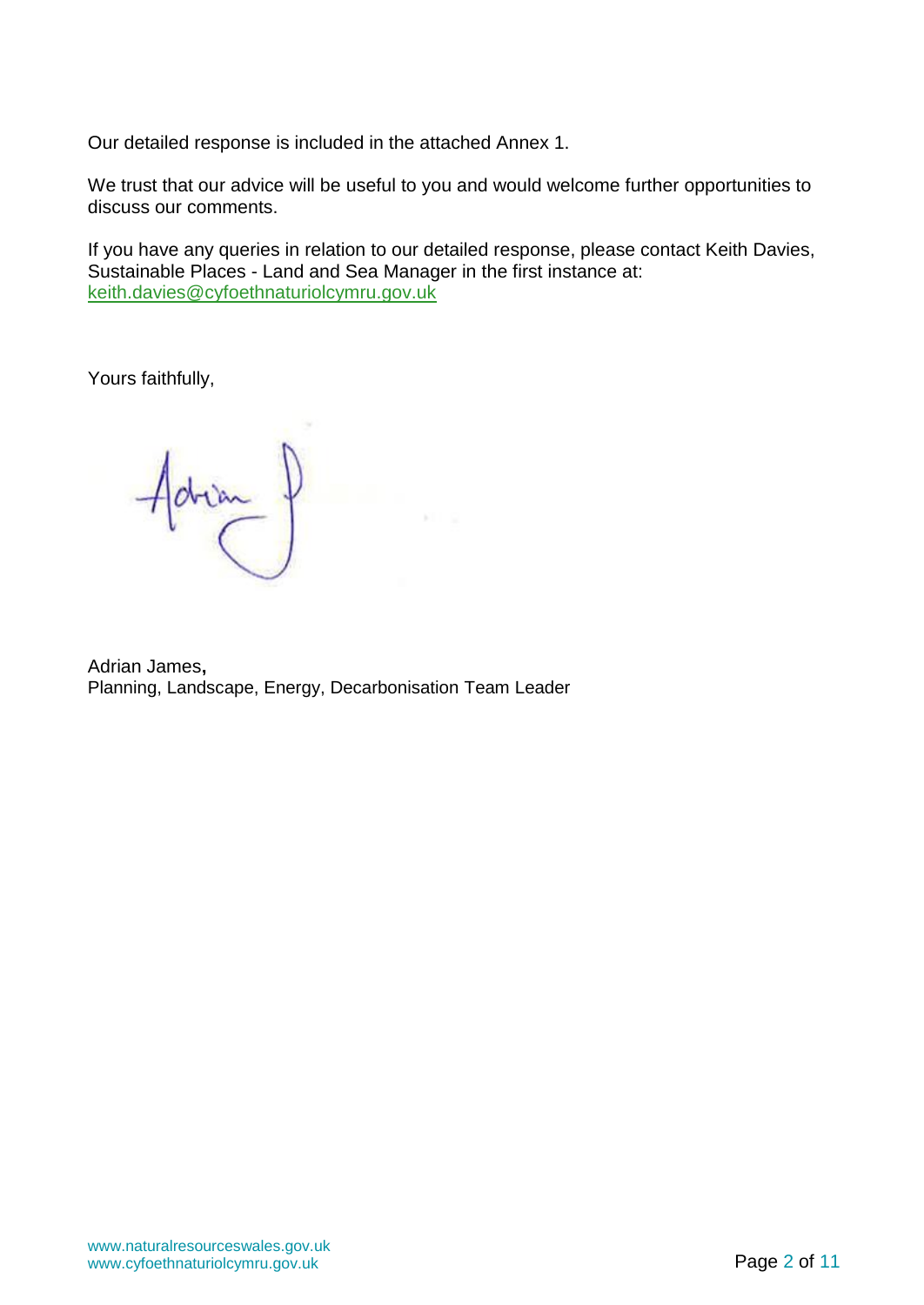Our detailed response is included in the attached Annex 1.

We trust that our advice will be useful to you and would welcome further opportunities to discuss our comments.

If you have any queries in relation to our detailed response, please contact Keith Davies, Sustainable Places - Land and Sea Manager in the first instance at: keith.davies@cyfoethnaturiolcymru.gov.uk

Yours faithfully,

Adrian James,
Planning, Landscape, Energy, Decarbonisation Team Leader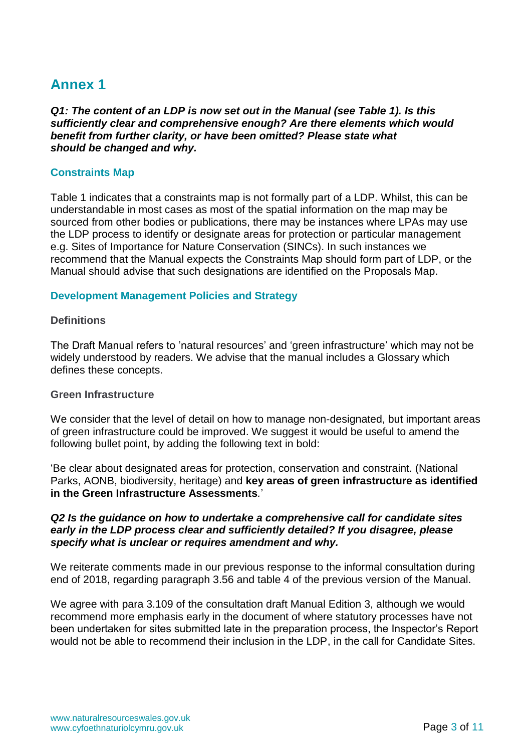# Annex 1

***Q1: The content of an LDP is now set out in the Manual (see Table 1). Is this sufficiently clear and comprehensive enough? Are there elements which would benefit from further clarity, or have been omitted? Please state what should be changed and why.***

## Constraints Map

Table 1 indicates that a constraints map is not formally part of a LDP. Whilst, this can be understandable in most cases as most of the spatial information on the map may be sourced from other bodies or publications, there may be instances where LPAs may use the LDP process to identify or designate areas for protection or particular management e.g. Sites of Importance for Nature Conservation (SINCs). In such instances we recommend that the Manual expects the Constraints Map should form part of LDP, or the Manual should advise that such designations are identified on the Proposals Map.

## Development Management Policies and Strategy

### Definitions

The Draft Manual refers to 'natural resources' and 'green infrastructure' which may not be widely understood by readers. We advise that the manual includes a Glossary which defines these concepts.

### Green Infrastructure

We consider that the level of detail on how to manage non-designated, but important areas of green infrastructure could be improved. We suggest it would be useful to amend the following bullet point, by adding the following text in bold:

'Be clear about designated areas for protection, conservation and constraint. (National Parks, AONB, biodiversity, heritage) and **key areas of green infrastructure as identified in the Green Infrastructure Assessments**.'

***Q2 Is the guidance on how to undertake a comprehensive call for candidate sites early in the LDP process clear and sufficiently detailed? If you disagree, please specify what is unclear or requires amendment and why.***

We reiterate comments made in our previous response to the informal consultation during end of 2018, regarding paragraph 3.56 and table 4 of the previous version of the Manual.

We agree with para 3.109 of the consultation draft Manual Edition 3, although we would recommend more emphasis early in the document of where statutory processes have not been undertaken for sites submitted late in the preparation process, the Inspector's Report would not be able to recommend their inclusion in the LDP, in the call for Candidate Sites.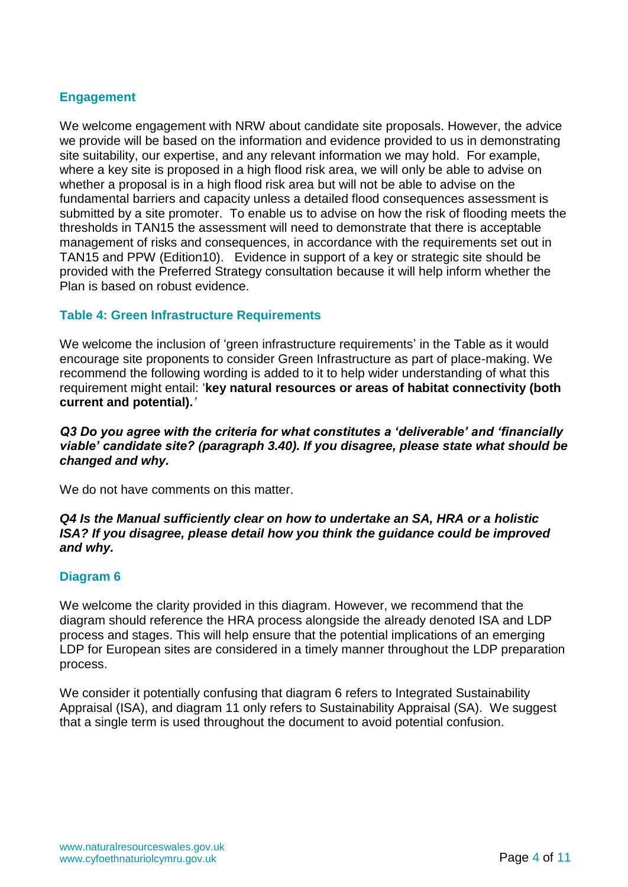### Engagement

We welcome engagement with NRW about candidate site proposals. However, the advice we provide will be based on the information and evidence provided to us in demonstrating site suitability, our expertise, and any relevant information we may hold. For example, where a key site is proposed in a high flood risk area, we will only be able to advise on whether a proposal is in a high flood risk area but will not be able to advise on the fundamental barriers and capacity unless a detailed flood consequences assessment is submitted by a site promoter. To enable us to advise on how the risk of flooding meets the thresholds in TAN15 the assessment will need to demonstrate that there is acceptable management of risks and consequences, in accordance with the requirements set out in TAN15 and PPW (Edition10). Evidence in support of a key or strategic site should be provided with the Preferred Strategy consultation because it will help inform whether the Plan is based on robust evidence.

### Table 4: Green Infrastructure Requirements

We welcome the inclusion of 'green infrastructure requirements' in the Table as it would encourage site proponents to consider Green Infrastructure as part of place-making. We recommend the following wording is added to it to help wider understanding of what this requirement might entail: '**key natural resources or areas of habitat connectivity (both current and potential).**'

***Q3 Do you agree with the criteria for what constitutes a 'deliverable' and 'financially viable' candidate site? (paragraph 3.40). If you disagree, please state what should be changed and why.***

We do not have comments on this matter.

***Q4 Is the Manual sufficiently clear on how to undertake an SA, HRA or a holistic ISA? If you disagree, please detail how you think the guidance could be improved and why.***

### Diagram 6

We welcome the clarity provided in this diagram. However, we recommend that the diagram should reference the HRA process alongside the already denoted ISA and LDP process and stages. This will help ensure that the potential implications of an emerging LDP for European sites are considered in a timely manner throughout the LDP preparation process.

We consider it potentially confusing that diagram 6 refers to Integrated Sustainability Appraisal (ISA), and diagram 11 only refers to Sustainability Appraisal (SA). We suggest that a single term is used throughout the document to avoid potential confusion.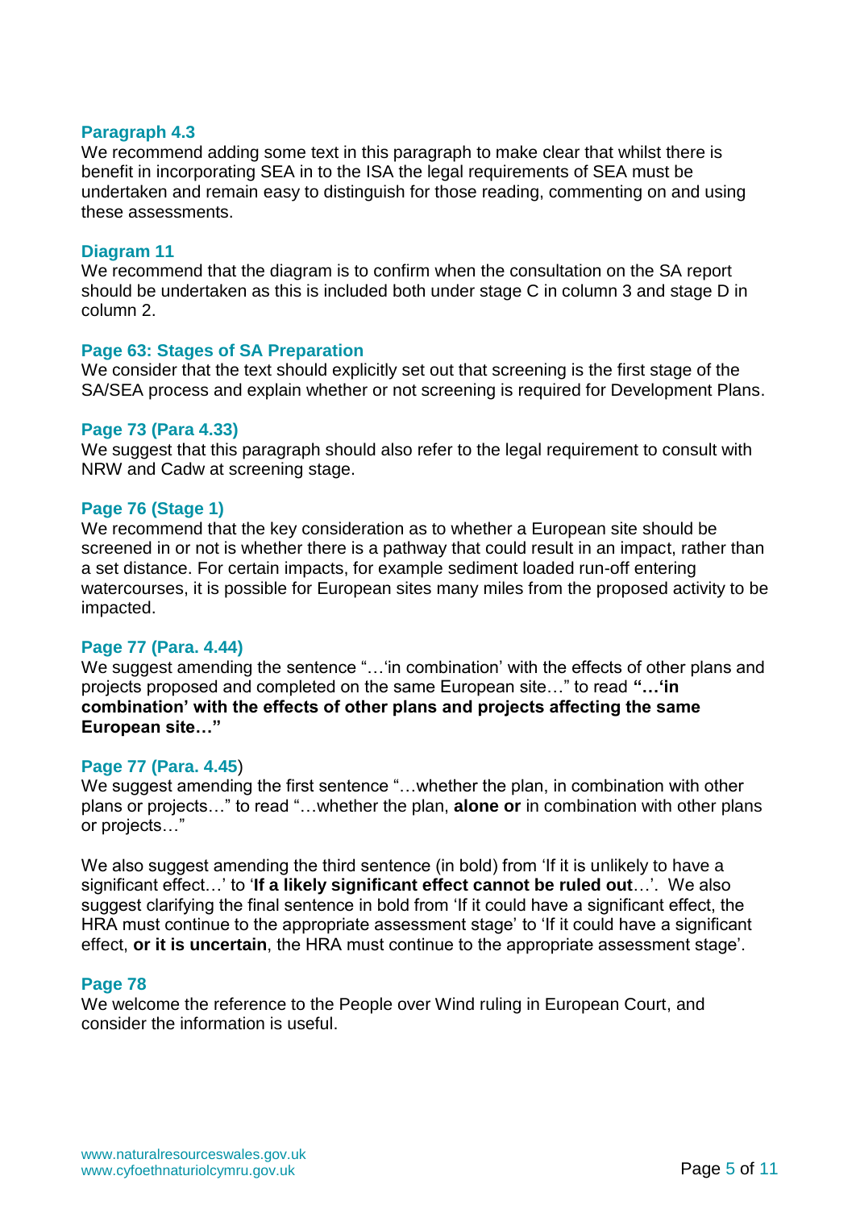### Paragraph 4.3

We recommend adding some text in this paragraph to make clear that whilst there is benefit in incorporating SEA in to the ISA the legal requirements of SEA must be undertaken and remain easy to distinguish for those reading, commenting on and using these assessments.

### Diagram 11

We recommend that the diagram is to confirm when the consultation on the SA report should be undertaken as this is included both under stage C in column 3 and stage D in column 2.

### Page 63: Stages of SA Preparation

We consider that the text should explicitly set out that screening is the first stage of the SA/SEA process and explain whether or not screening is required for Development Plans.

### Page 73 (Para 4.33)

We suggest that this paragraph should also refer to the legal requirement to consult with NRW and Cadw at screening stage.

### Page 76 (Stage 1)

We recommend that the key consideration as to whether a European site should be screened in or not is whether there is a pathway that could result in an impact, rather than a set distance. For certain impacts, for example sediment loaded run-off entering watercourses, it is possible for European sites many miles from the proposed activity to be impacted.

### Page 77 (Para. 4.44)

We suggest amending the sentence "…'in combination' with the effects of other plans and projects proposed and completed on the same European site…" to read **"…'in combination' with the effects of other plans and projects affecting the same European site…"**

### Page 77 (Para. 4.45)

We suggest amending the first sentence "…whether the plan, in combination with other plans or projects…" to read "…whether the plan, **alone or** in combination with other plans or projects…"

We also suggest amending the third sentence (in bold) from 'If it is unlikely to have a significant effect…' to '**If a likely significant effect cannot be ruled out**…'. We also suggest clarifying the final sentence in bold from 'If it could have a significant effect, the HRA must continue to the appropriate assessment stage' to 'If it could have a significant effect, **or it is uncertain**, the HRA must continue to the appropriate assessment stage'.

### Page 78

We welcome the reference to the People over Wind ruling in European Court, and consider the information is useful.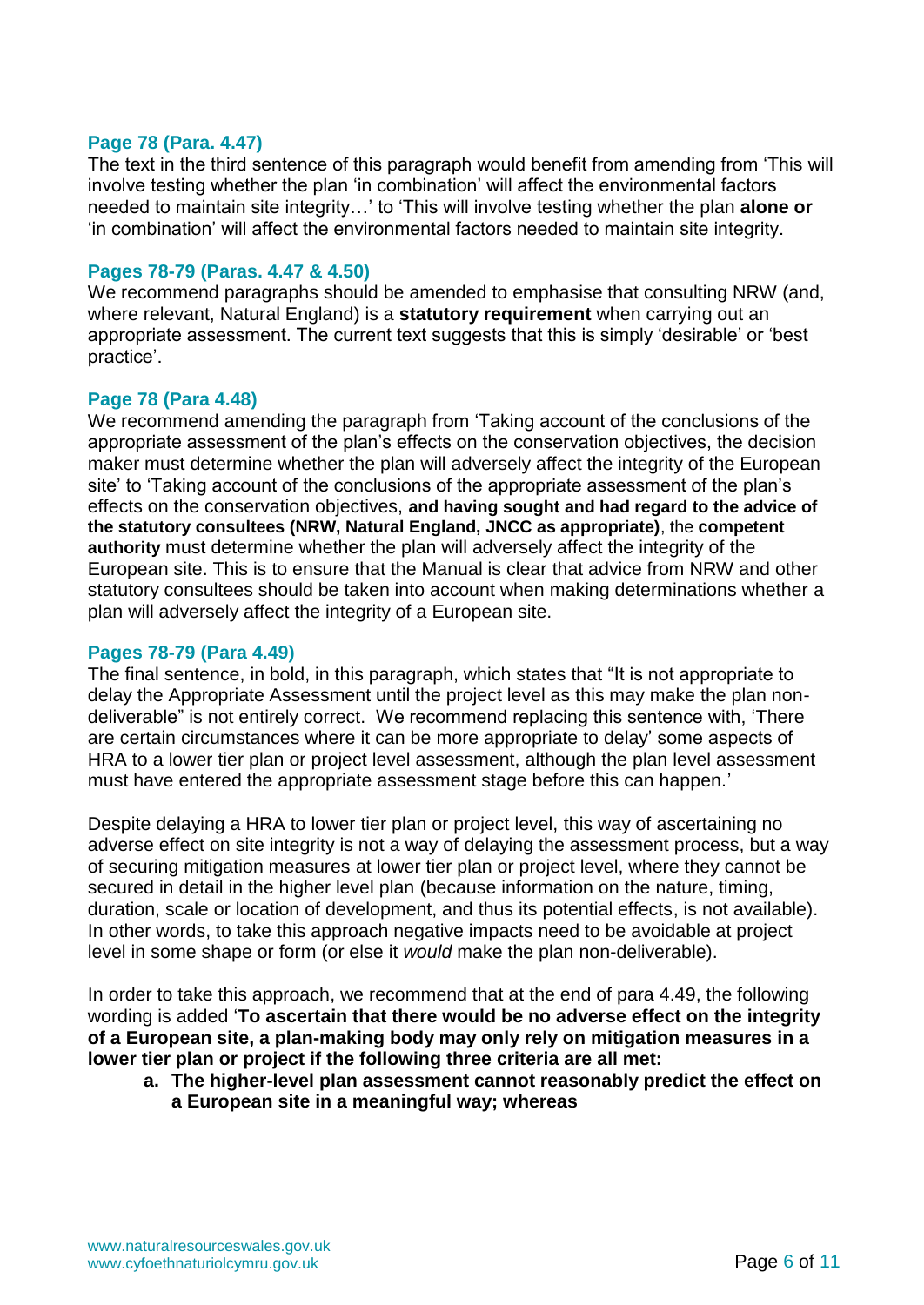### Page 78 (Para. 4.47)

The text in the third sentence of this paragraph would benefit from amending from 'This will involve testing whether the plan 'in combination' will affect the environmental factors needed to maintain site integrity…' to 'This will involve testing whether the plan **alone or** 'in combination' will affect the environmental factors needed to maintain site integrity.

### Pages 78-79 (Paras. 4.47 & 4.50)

We recommend paragraphs should be amended to emphasise that consulting NRW (and, where relevant, Natural England) is a **statutory requirement** when carrying out an appropriate assessment. The current text suggests that this is simply 'desirable' or 'best practice'.

### Page 78 (Para 4.48)

We recommend amending the paragraph from 'Taking account of the conclusions of the appropriate assessment of the plan's effects on the conservation objectives, the decision maker must determine whether the plan will adversely affect the integrity of the European site' to 'Taking account of the conclusions of the appropriate assessment of the plan's effects on the conservation objectives, **and having sought and had regard to the advice of the statutory consultees (NRW, Natural England, JNCC as appropriate)**, the **competent authority** must determine whether the plan will adversely affect the integrity of the European site. This is to ensure that the Manual is clear that advice from NRW and other statutory consultees should be taken into account when making determinations whether a plan will adversely affect the integrity of a European site.

### Pages 78-79 (Para 4.49)

The final sentence, in bold, in this paragraph, which states that "It is not appropriate to delay the Appropriate Assessment until the project level as this may make the plan non-deliverable" is not entirely correct. We recommend replacing this sentence with, 'There are certain circumstances where it can be more appropriate to delay' some aspects of HRA to a lower tier plan or project level assessment, although the plan level assessment must have entered the appropriate assessment stage before this can happen.'

Despite delaying a HRA to lower tier plan or project level, this way of ascertaining no adverse effect on site integrity is not a way of delaying the assessment process, but a way of securing mitigation measures at lower tier plan or project level, where they cannot be secured in detail in the higher level plan (because information on the nature, timing, duration, scale or location of development, and thus its potential effects, is not available). In other words, to take this approach negative impacts need to be avoidable at project level in some shape or form (or else it *would* make the plan non-deliverable).

In order to take this approach, we recommend that at the end of para 4.49, the following wording is added '**To ascertain that there would be no adverse effect on the integrity of a European site, a plan-making body may only rely on mitigation measures in a lower tier plan or project if the following three criteria are all met:**

a. **The higher-level plan assessment cannot reasonably predict the effect on a European site in a meaningful way; whereas**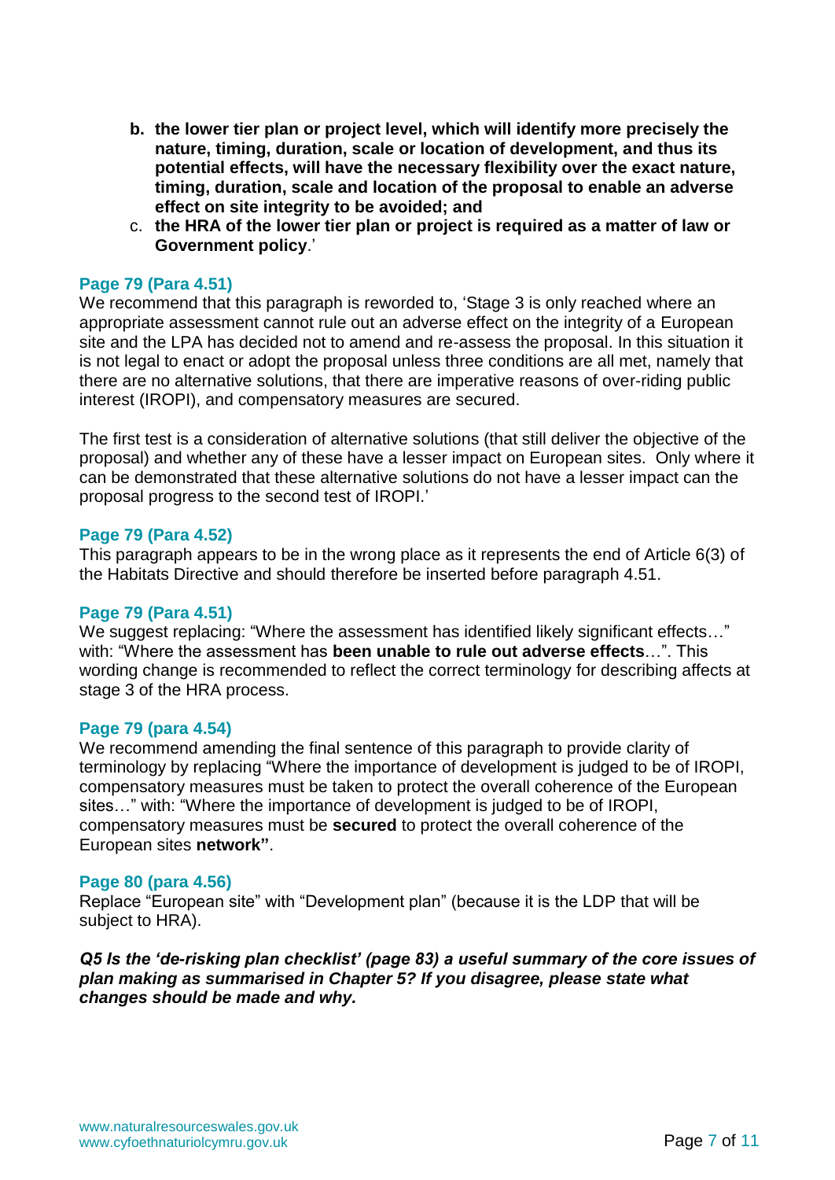b. **the lower tier plan or project level, which will identify more precisely the nature, timing, duration, scale or location of development, and thus its potential effects, will have the necessary flexibility over the exact nature, timing, duration, scale and location of the proposal to enable an adverse effect on site integrity to be avoided; and**
c. **the HRA of the lower tier plan or project is required as a matter of law or Government policy**.'

**Page 79 (Para 4.51)**
We recommend that this paragraph is reworded to, 'Stage 3 is only reached where an appropriate assessment cannot rule out an adverse effect on the integrity of a European site and the LPA has decided not to amend and re-assess the proposal. In this situation it is not legal to enact or adopt the proposal unless three conditions are all met, namely that there are no alternative solutions, that there are imperative reasons of over-riding public interest (IROPI), and compensatory measures are secured.

The first test is a consideration of alternative solutions (that still deliver the objective of the proposal) and whether any of these have a lesser impact on European sites. Only where it can be demonstrated that these alternative solutions do not have a lesser impact can the proposal progress to the second test of IROPI.'

**Page 79 (Para 4.52)**
This paragraph appears to be in the wrong place as it represents the end of Article 6(3) of the Habitats Directive and should therefore be inserted before paragraph 4.51.

**Page 79 (Para 4.51)**
We suggest replacing: "Where the assessment has identified likely significant effects…" with: "Where the assessment has **been unable to rule out adverse effects**…". This wording change is recommended to reflect the correct terminology for describing affects at stage 3 of the HRA process.

**Page 79 (para 4.54)**
We recommend amending the final sentence of this paragraph to provide clarity of terminology by replacing "Where the importance of development is judged to be of IROPI, compensatory measures must be taken to protect the overall coherence of the European sites…" with: "Where the importance of development is judged to be of IROPI, compensatory measures must be **secured** to protect the overall coherence of the European sites **network"**.

**Page 80 (para 4.56)**
Replace "European site" with "Development plan" (because it is the LDP that will be subject to HRA).

***Q5 Is the 'de-risking plan checklist' (page 83) a useful summary of the core issues of plan making as summarised in Chapter 5? If you disagree, please state what changes should be made and why.***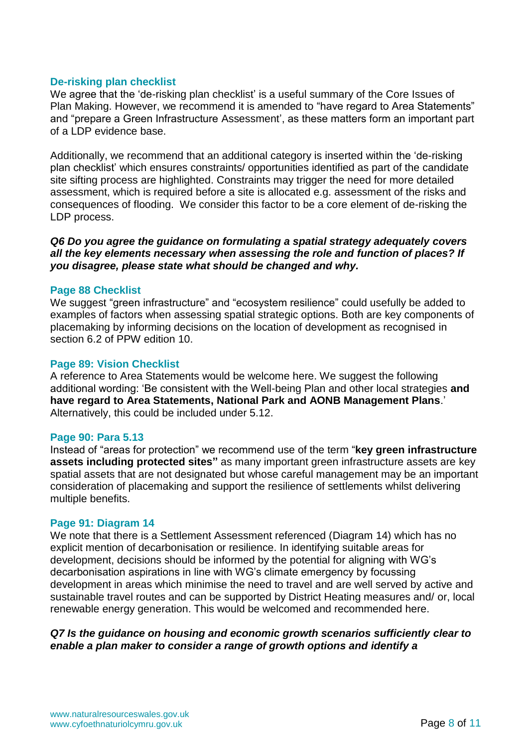### De-risking plan checklist

We agree that the 'de-risking plan checklist' is a useful summary of the Core Issues of Plan Making. However, we recommend it is amended to "have regard to Area Statements" and "prepare a Green Infrastructure Assessment', as these matters form an important part of a LDP evidence base.

Additionally, we recommend that an additional category is inserted within the 'de-risking plan checklist' which ensures constraints/ opportunities identified as part of the candidate site sifting process are highlighted. Constraints may trigger the need for more detailed assessment, which is required before a site is allocated e.g. assessment of the risks and consequences of flooding. We consider this factor to be a core element of de-risking the LDP process.

***Q6 Do you agree the guidance on formulating a spatial strategy adequately covers all the key elements necessary when assessing the role and function of places? If you disagree, please state what should be changed and why.***

### Page 88 Checklist

We suggest "green infrastructure" and "ecosystem resilience" could usefully be added to examples of factors when assessing spatial strategic options. Both are key components of placemaking by informing decisions on the location of development as recognised in section 6.2 of PPW edition 10.

### Page 89: Vision Checklist

A reference to Area Statements would be welcome here. We suggest the following additional wording: 'Be consistent with the Well-being Plan and other local strategies **and have regard to Area Statements, National Park and AONB Management Plans**.' Alternatively, this could be included under 5.12.

### Page 90: Para 5.13

Instead of "areas for protection" we recommend use of the term "**key green infrastructure assets including protected sites"** as many important green infrastructure assets are key spatial assets that are not designated but whose careful management may be an important consideration of placemaking and support the resilience of settlements whilst delivering multiple benefits.

### Page 91: Diagram 14

We note that there is a Settlement Assessment referenced (Diagram 14) which has no explicit mention of decarbonisation or resilience. In identifying suitable areas for development, decisions should be informed by the potential for aligning with WG's decarbonisation aspirations in line with WG's climate emergency by focussing development in areas which minimise the need to travel and are well served by active and sustainable travel routes and can be supported by District Heating measures and/ or, local renewable energy generation. This would be welcomed and recommended here.

***Q7 Is the guidance on housing and economic growth scenarios sufficiently clear to enable a plan maker to consider a range of growth options and identify a***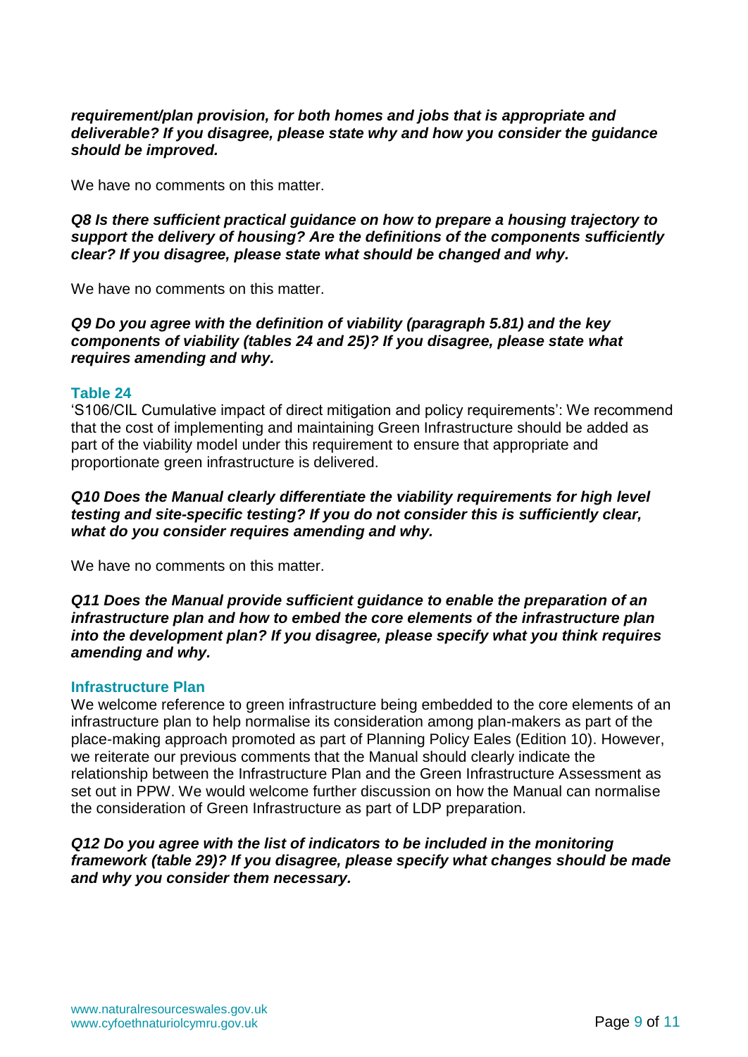***requirement/plan provision, for both homes and jobs that is appropriate and deliverable? If you disagree, please state why and how you consider the guidance should be improved.***

We have no comments on this matter.

***Q8 Is there sufficient practical guidance on how to prepare a housing trajectory to support the delivery of housing? Are the definitions of the components sufficiently clear? If you disagree, please state what should be changed and why.***

We have no comments on this matter.

***Q9 Do you agree with the definition of viability (paragraph 5.81) and the key components of viability (tables 24 and 25)? If you disagree, please state what requires amending and why.***

**Table 24**

'S106/CIL Cumulative impact of direct mitigation and policy requirements': We recommend that the cost of implementing and maintaining Green Infrastructure should be added as part of the viability model under this requirement to ensure that appropriate and proportionate green infrastructure is delivered.

***Q10 Does the Manual clearly differentiate the viability requirements for high level testing and site-specific testing? If you do not consider this is sufficiently clear, what do you consider requires amending and why.***

We have no comments on this matter.

***Q11 Does the Manual provide sufficient guidance to enable the preparation of an infrastructure plan and how to embed the core elements of the infrastructure plan into the development plan? If you disagree, please specify what you think requires amending and why.***

**Infrastructure Plan**

We welcome reference to green infrastructure being embedded to the core elements of an infrastructure plan to help normalise its consideration among plan-makers as part of the place-making approach promoted as part of Planning Policy Eales (Edition 10). However, we reiterate our previous comments that the Manual should clearly indicate the relationship between the Infrastructure Plan and the Green Infrastructure Assessment as set out in PPW. We would welcome further discussion on how the Manual can normalise the consideration of Green Infrastructure as part of LDP preparation.

***Q12 Do you agree with the list of indicators to be included in the monitoring framework (table 29)? If you disagree, please specify what changes should be made and why you consider them necessary.***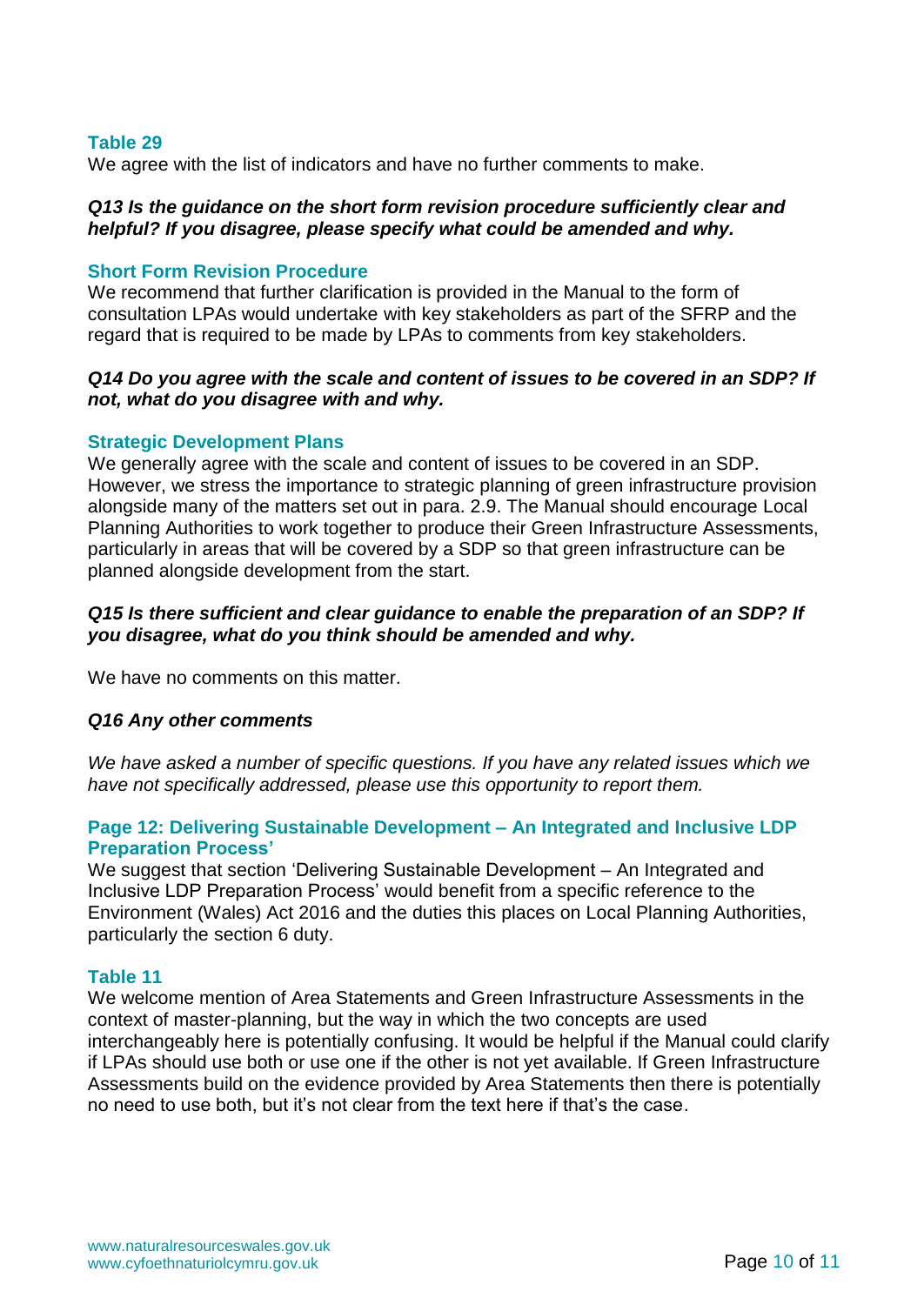### Table 29

We agree with the list of indicators and have no further comments to make.

***Q13 Is the guidance on the short form revision procedure sufficiently clear and helpful? If you disagree, please specify what could be amended and why.***

### Short Form Revision Procedure

We recommend that further clarification is provided in the Manual to the form of consultation LPAs would undertake with key stakeholders as part of the SFRP and the regard that is required to be made by LPAs to comments from key stakeholders.

***Q14 Do you agree with the scale and content of issues to be covered in an SDP? If not, what do you disagree with and why.***

### Strategic Development Plans

We generally agree with the scale and content of issues to be covered in an SDP. However, we stress the importance to strategic planning of green infrastructure provision alongside many of the matters set out in para. 2.9. The Manual should encourage Local Planning Authorities to work together to produce their Green Infrastructure Assessments, particularly in areas that will be covered by a SDP so that green infrastructure can be planned alongside development from the start.

***Q15 Is there sufficient and clear guidance to enable the preparation of an SDP? If you disagree, what do you think should be amended and why.***

We have no comments on this matter.

***Q16 Any other comments***

*We have asked a number of specific questions. If you have any related issues which we have not specifically addressed, please use this opportunity to report them.*

### Page 12: Delivering Sustainable Development – An Integrated and Inclusive LDP Preparation Process'

We suggest that section 'Delivering Sustainable Development – An Integrated and Inclusive LDP Preparation Process' would benefit from a specific reference to the Environment (Wales) Act 2016 and the duties this places on Local Planning Authorities, particularly the section 6 duty.

### Table 11

We welcome mention of Area Statements and Green Infrastructure Assessments in the context of master-planning, but the way in which the two concepts are used interchangeably here is potentially confusing. It would be helpful if the Manual could clarify if LPAs should use both or use one if the other is not yet available. If Green Infrastructure Assessments build on the evidence provided by Area Statements then there is potentially no need to use both, but it's not clear from the text here if that's the case.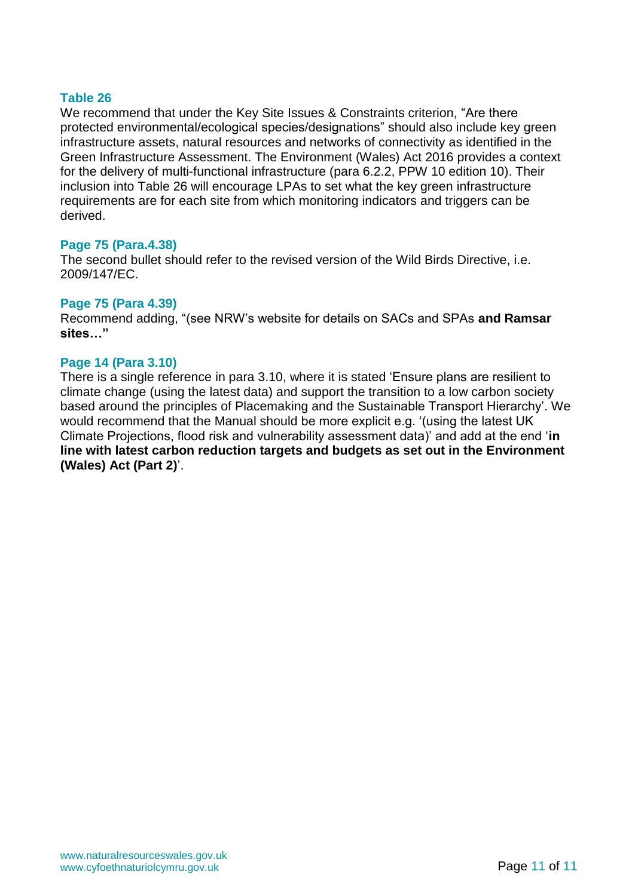### Table 26

We recommend that under the Key Site Issues & Constraints criterion, "Are there protected environmental/ecological species/designations" should also include key green infrastructure assets, natural resources and networks of connectivity as identified in the Green Infrastructure Assessment. The Environment (Wales) Act 2016 provides a context for the delivery of multi-functional infrastructure (para 6.2.2, PPW 10 edition 10). Their inclusion into Table 26 will encourage LPAs to set what the key green infrastructure requirements are for each site from which monitoring indicators and triggers can be derived.

### Page 75 (Para.4.38)

The second bullet should refer to the revised version of the Wild Birds Directive, i.e. 2009/147/EC.

### Page 75 (Para 4.39)

Recommend adding, "(see NRW's website for details on SACs and SPAs **and Ramsar sites…"**

### Page 14 (Para 3.10)

There is a single reference in para 3.10, where it is stated 'Ensure plans are resilient to climate change (using the latest data) and support the transition to a low carbon society based around the principles of Placemaking and the Sustainable Transport Hierarchy'. We would recommend that the Manual should be more explicit e.g. '(using the latest UK Climate Projections, flood risk and vulnerability assessment data)' and add at the end '**in line with latest carbon reduction targets and budgets as set out in the Environment (Wales) Act (Part 2)**'.

www.naturalresourceswales.gov.uk
www.cyfoethnaturiolcymru.gov.uk